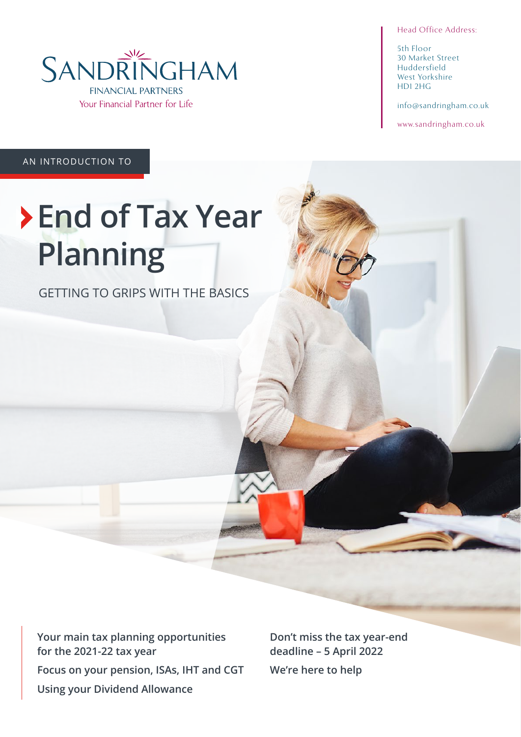SANDRINGHAM
FINANCIAL PARTNERS
Your Financial Partner for Life

Head Office Address:

5th Floor
30 Market Street
Huddersfield
West Yorkshire
HD1 2HG

info@sandringham.co.uk

www.sandringham.co.uk

AN INTRODUCTION TO

# End of Tax Year Planning

GETTING TO GRIPS WITH THE BASICS

**Your main tax planning opportunities for the 2021-22 tax year**

**Focus on your pension, ISAs, IHT and CGT**

**Using your Dividend Allowance**

**Don't miss the tax year-end deadline – 5 April 2022**

**We're here to help**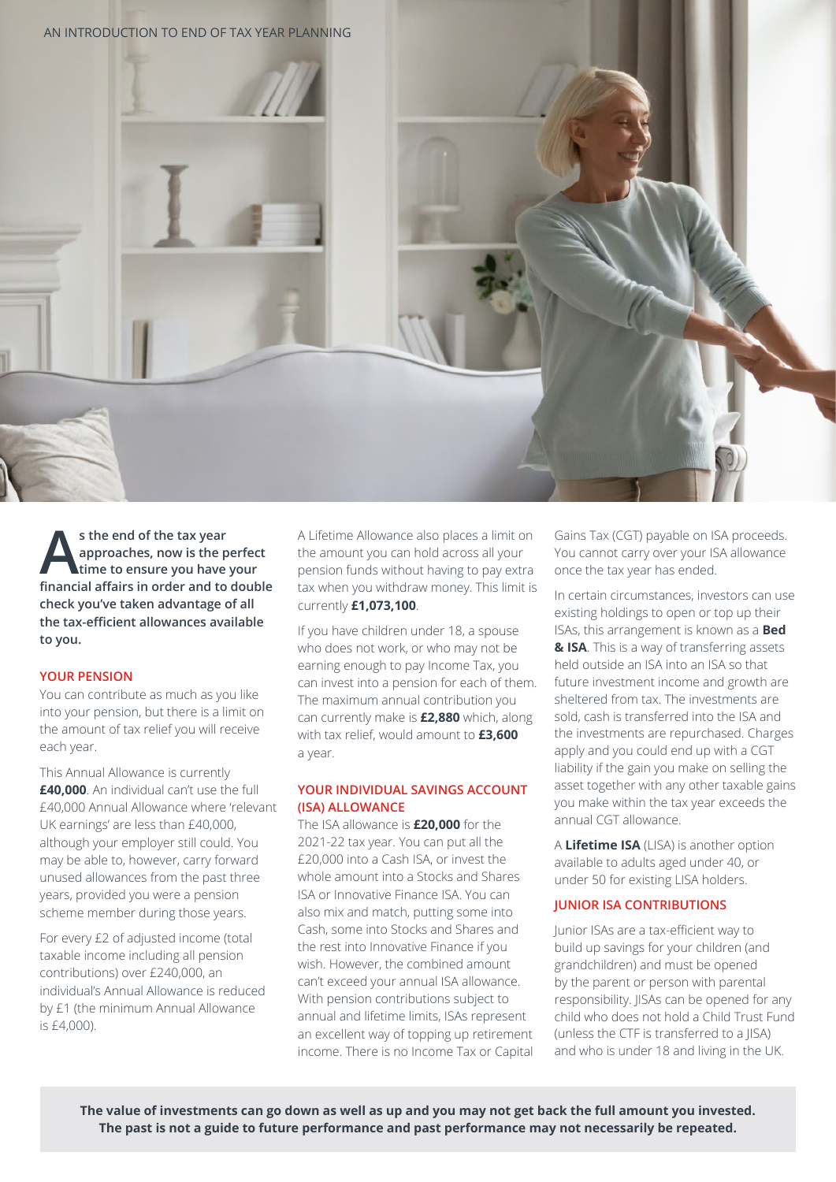**As the end of the tax year approaches, now is the perfect time to ensure you have your financial affairs in order and to double check you've taken advantage of all the tax-efficient allowances available to you.**

## YOUR PENSION

You can contribute as much as you like into your pension, but there is a limit on the amount of tax relief you will receive each year.

This Annual Allowance is currently **£40,000**. An individual can't use the full £40,000 Annual Allowance where 'relevant UK earnings' are less than £40,000, although your employer still could. You may be able to, however, carry forward unused allowances from the past three years, provided you were a pension scheme member during those years.

For every £2 of adjusted income (total taxable income including all pension contributions) over £240,000, an individual's Annual Allowance is reduced by £1 (the minimum Annual Allowance is £4,000).

A Lifetime Allowance also places a limit on the amount you can hold across all your pension funds without having to pay extra tax when you withdraw money. This limit is currently **£1,073,100**.

If you have children under 18, a spouse who does not work, or who may not be earning enough to pay Income Tax, you can invest into a pension for each of them. The maximum annual contribution you can currently make is **£2,880** which, along with tax relief, would amount to **£3,600** a year.

## YOUR INDIVIDUAL SAVINGS ACCOUNT (ISA) ALLOWANCE

The ISA allowance is **£20,000** for the 2021-22 tax year. You can put all the £20,000 into a Cash ISA, or invest the whole amount into a Stocks and Shares ISA or Innovative Finance ISA. You can also mix and match, putting some into Cash, some into Stocks and Shares and the rest into Innovative Finance if you wish. However, the combined amount can't exceed your annual ISA allowance. With pension contributions subject to annual and lifetime limits, ISAs represent an excellent way of topping up retirement income. There is no Income Tax or Capital Gains Tax (CGT) payable on ISA proceeds. You cannot carry over your ISA allowance once the tax year has ended.

In certain circumstances, investors can use existing holdings to open or top up their ISAs, this arrangement is known as a **Bed & ISA**. This is a way of transferring assets held outside an ISA into an ISA so that future investment income and growth are sheltered from tax. The investments are sold, cash is transferred into the ISA and the investments are repurchased. Charges apply and you could end up with a CGT liability if the gain you make on selling the asset together with any other taxable gains you make within the tax year exceeds the annual CGT allowance.

A **Lifetime ISA** (LISA) is another option available to adults aged under 40, or under 50 for existing LISA holders.

## JUNIOR ISA CONTRIBUTIONS

Junior ISAs are a tax-efficient way to build up savings for your children (and grandchildren) and must be opened by the parent or person with parental responsibility. JISAs can be opened for any child who does not hold a Child Trust Fund (unless the CTF is transferred to a JISA) and who is under 18 and living in the UK.

**The value of investments can go down as well as up and you may not get back the full amount you invested. The past is not a guide to future performance and past performance may not necessarily be repeated.**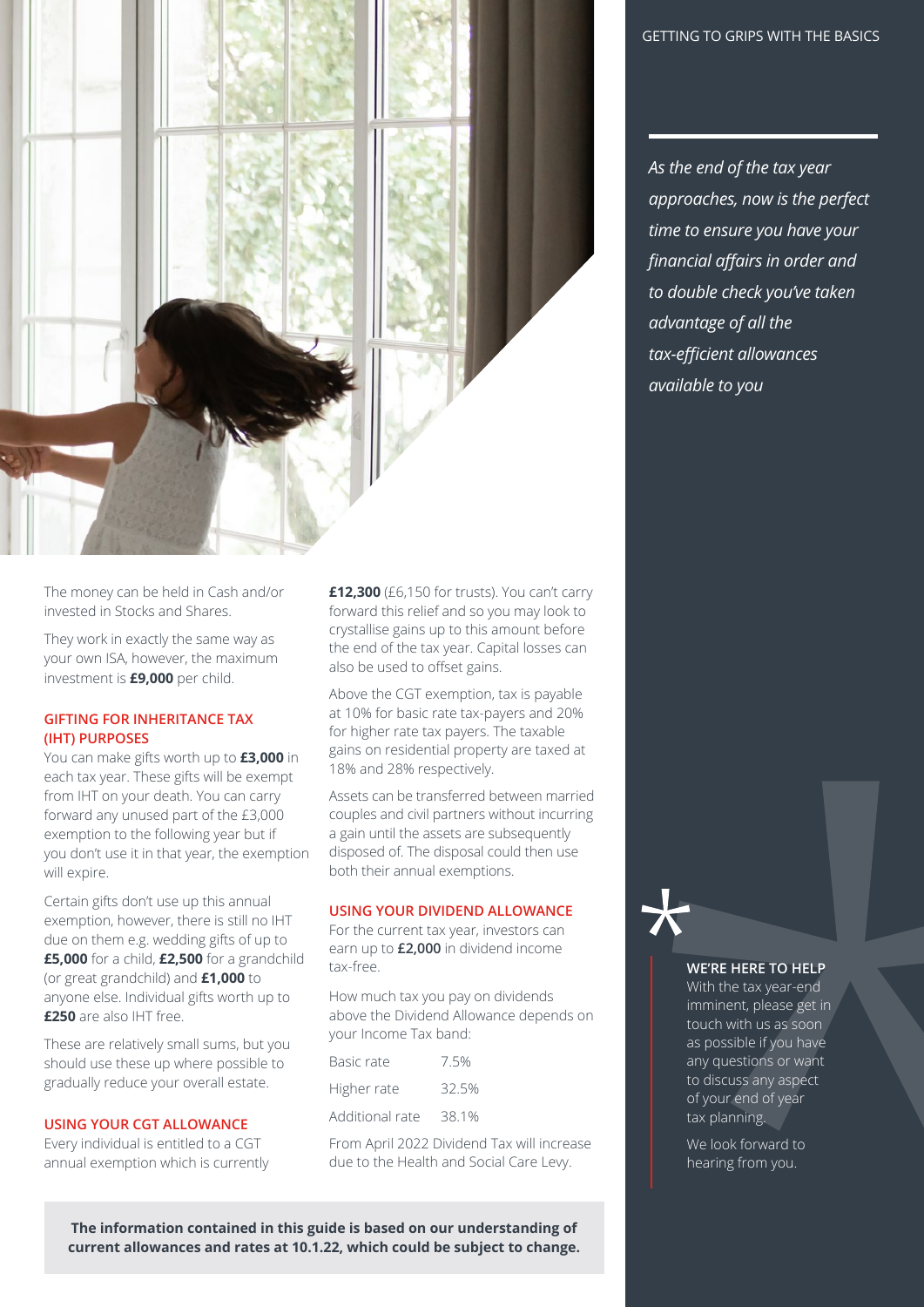*As the end of the tax year approaches, now is the perfect time to ensure you have your financial affairs in order and to double check you've taken advantage of all the tax-efficient allowances available to you*

The money can be held in Cash and/or invested in Stocks and Shares.

They work in exactly the same way as your own ISA, however, the maximum investment is **£9,000** per child.

### GIFTING FOR INHERITANCE TAX (IHT) PURPOSES

You can make gifts worth up to **£3,000** in each tax year. These gifts will be exempt from IHT on your death. You can carry forward any unused part of the £3,000 exemption to the following year but if you don't use it in that year, the exemption will expire.

Certain gifts don't use up this annual exemption, however, there is still no IHT due on them e.g. wedding gifts of up to **£5,000** for a child, **£2,500** for a grandchild (or great grandchild) and **£1,000** to anyone else. Individual gifts worth up to **£250** are also IHT free.

These are relatively small sums, but you should use these up where possible to gradually reduce your overall estate.

### USING YOUR CGT ALLOWANCE

Every individual is entitled to a CGT annual exemption which is currently **£12,300** (£6,150 for trusts). You can't carry forward this relief and so you may look to crystallise gains up to this amount before the end of the tax year. Capital losses can also be used to offset gains.

Above the CGT exemption, tax is payable at 10% for basic rate tax-payers and 20% for higher rate tax payers. The taxable gains on residential property are taxed at 18% and 28% respectively.

Assets can be transferred between married couples and civil partners without incurring a gain until the assets are subsequently disposed of. The disposal could then use both their annual exemptions.

### USING YOUR DIVIDEND ALLOWANCE

For the current tax year, investors can earn up to **£2,000** in dividend income tax-free.

How much tax you pay on dividends above the Dividend Allowance depends on your Income Tax band:

| | |
|---|---|
| Basic rate | 7.5% |
| Higher rate | 32.5% |
| Additional rate | 38.1% |

From April 2022 Dividend Tax will increase due to the Health and Social Care Levy.

**The information contained in this guide is based on our understanding of current allowances and rates at 10.1.22, which could be subject to change.**

*

### WE'RE HERE TO HELP

With the tax year-end imminent, please get in touch with us as soon as possible if you have any questions or want to discuss any aspect of your end of year tax planning.

We look forward to hearing from you.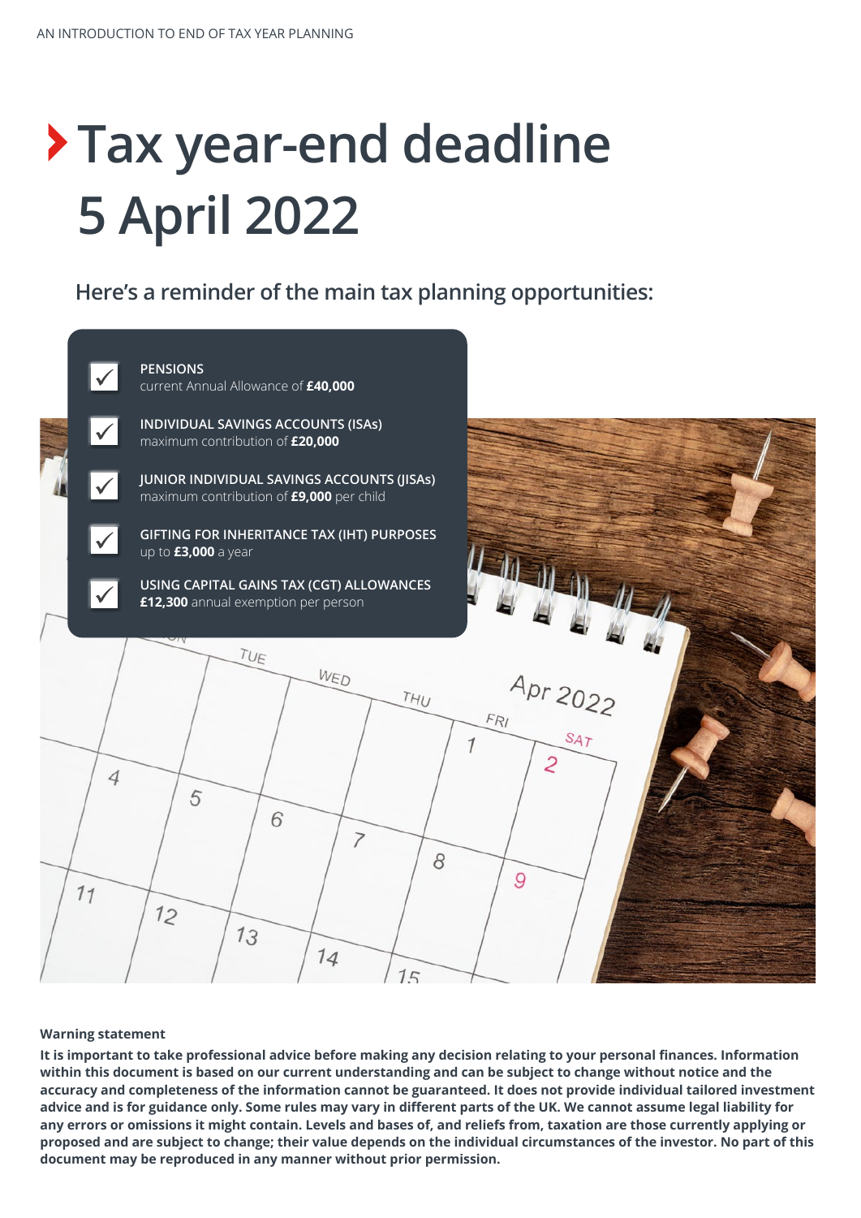# Tax year-end deadline 5 April 2022

## Here's a reminder of the main tax planning opportunities:

- **PENSIONS**
  current Annual Allowance of **£40,000**
- **INDIVIDUAL SAVINGS ACCOUNTS (ISAs)**
  maximum contribution of **£20,000**
- **JUNIOR INDIVIDUAL SAVINGS ACCOUNTS (JISAs)**
  maximum contribution of **£9,000** per child
- **GIFTING FOR INHERITANCE TAX (IHT) PURPOSES**
  up to **£3,000** a year
- **USING CAPITAL GAINS TAX (CGT) ALLOWANCES**
  **£12,300** annual exemption per person

**Warning statement**

**It is important to take professional advice before making any decision relating to your personal finances. Information within this document is based on our current understanding and can be subject to change without notice and the accuracy and completeness of the information cannot be guaranteed. It does not provide individual tailored investment advice and is for guidance only. Some rules may vary in different parts of the UK. We cannot assume legal liability for any errors or omissions it might contain. Levels and bases of, and reliefs from, taxation are those currently applying or proposed and are subject to change; their value depends on the individual circumstances of the investor. No part of this document may be reproduced in any manner without prior permission.**